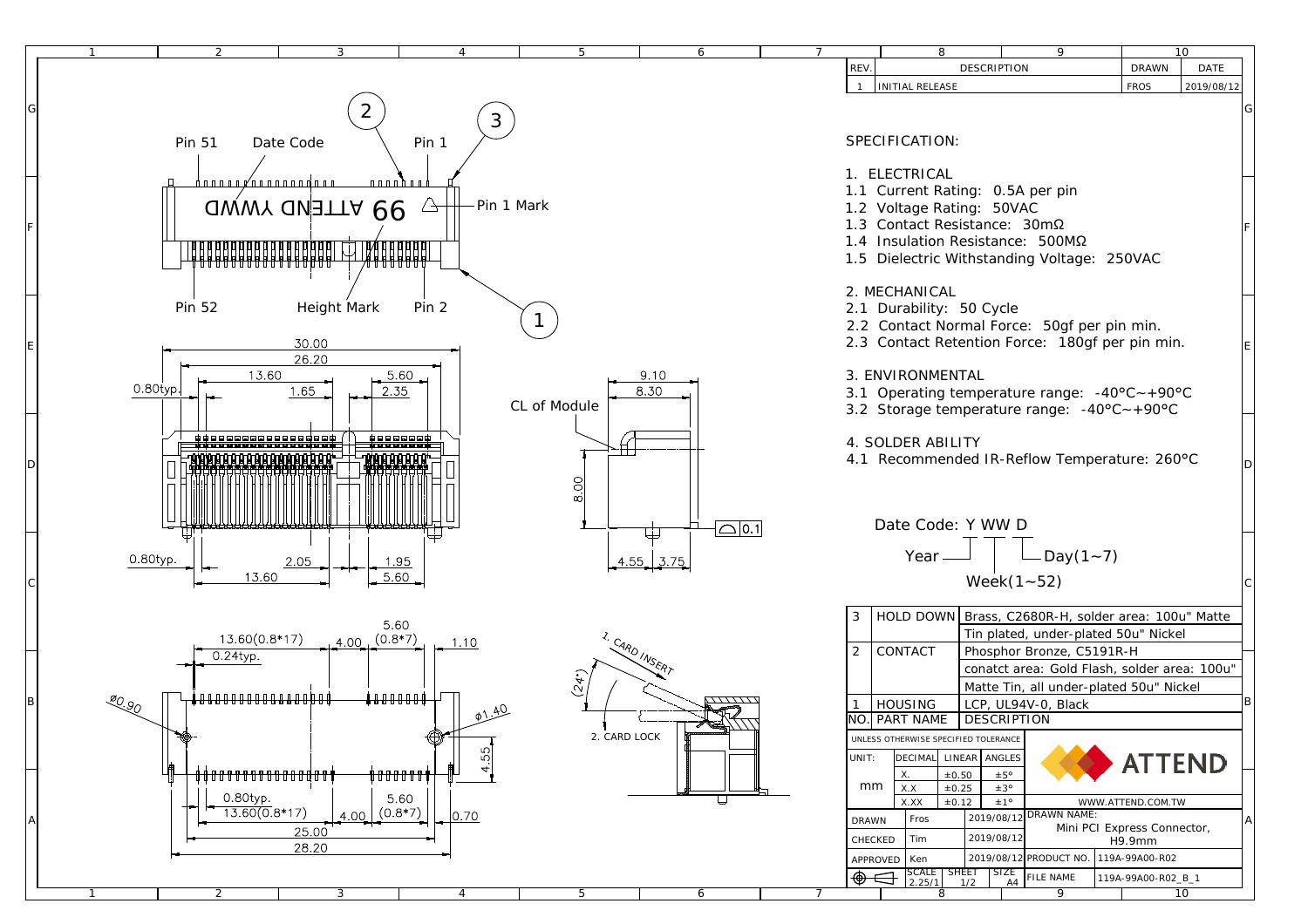| REV. | DESCRIPTION | DRAWN | DATE |
| --- | --- | --- | --- |
| 1 | INITIAL RELEASE | FROS | 2019/08/12 |

Pin 51 Date Code Pin 1

99 ATTEND YWWD

Pin 1 Mark

Pin 52 Height Mark Pin 2

30.00
26.20
13.60 5.60
0.80typ. 1.65 2.35

CL of Module

9.10
8.30

8.00

0.1

0.80typ. 2.05 1.95
13.60 5.60

4.55 3.75

13.60(0.8*17) 4.00 5.60 (0.8*7) 1.10
0.24typ.

Ø0.90

Ø1.40

4.55

0.80typ. 5.60
13.60(0.8*17) 4.00 (0.8*7) 0.70
25.00
28.20

1. CARD INSERT

(24°)

2. CARD LOCK

## SPECIFICATION:

1. ELECTRICAL
   - 1.1 Current Rating: 0.5A per pin
   - 1.2 Voltage Rating: 50VAC
   - 1.3 Contact Resistance: 30mΩ
   - 1.4 Insulation Resistance: 500MΩ
   - 1.5 Dielectric Withstanding Voltage: 250VAC

2. MECHANICAL
   - 2.1 Durability: 50 Cycle
   - 2.2 Contact Normal Force: 50gf per pin min.
   - 2.3 Contact Retention Force: 180gf per pin min.

3. ENVIRONMENTAL
   - 3.1 Operating temperature range: -40°C~+90°C
   - 3.2 Storage temperature range: -40°C~+90°C

4. SOLDER ABILITY
   - 4.1 Recommended IR-Reflow Temperature: 260°C

Date Code: Y WW D

Year, Week(1~52), Day(1~7)

| NO. | PART NAME | DESCRIPTION |
| --- | --- | --- |
| 3 | HOLD DOWN | Brass, C2680R-H, solder area: 100u" Matte Tin plated, under-plated 50u" Nickel |
| 2 | CONTACT | Phosphor Bronze, C5191R-H conatct area: Gold Flash, solder area: 100u" Matte Tin, all under-plated 50u" Nickel |
| 1 | HOUSING | LCP, UL94V-0, Black |

UNLESS OTHERWISE SPECIFIED TOLERANCE

| UNIT: | DECIMAL | LINEAR | ANGLES |
| --- | --- | --- | --- |
| mm | X. | ±0.50 | ±5° |
| | X.X | ±0.25 | ±3° |
| | X.XX | ±0.12 | ±1° |

ATTEND

WWW.ATTEND.COM.TW

| | | | | |
| --- | --- | --- | --- | --- |
| DRAWN | Fros | 2019/08/12 | DRAWN NAME: | Mini PCI Express Connector, H9.9mm |
| CHECKED | Tim | 2019/08/12 | | |
| APPROVED | Ken | 2019/08/12 | PRODUCT NO. | 119A-99A00-R02 |
| SCALE 2.25/1 | SHEET 1/2 | SIZE A4 | FILE NAME | 119A-99A00-R02_B_1 |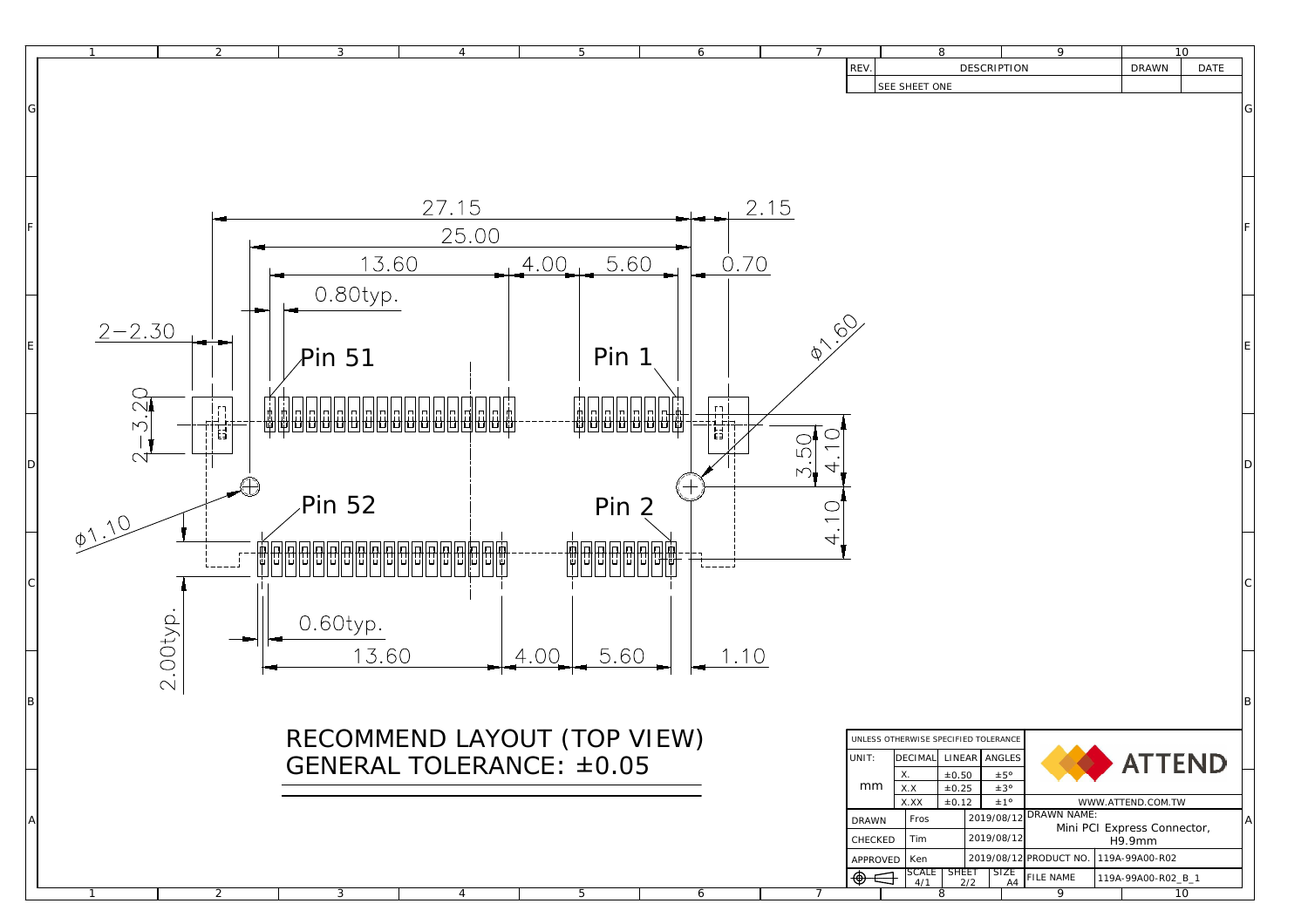| REV. | DESCRIPTION | DRAWN | DATE |
|---|---|---|---|
| | SEE SHEET ONE | | |

27.15

2.15

25.00

13.60

4.00

5.60

0.70

0.80typ.

2−2.30

Pin 51

Pin 1

⌀1.60

2−3.20

3.50

4.10

Pin 52

Pin 2

4.10

⌀1.10

2.00typ.

0.60typ.

13.60

4.00

5.60

1.10

# RECOMMEND LAYOUT (TOP VIEW)

## GENERAL TOLERANCE: ±0.05

| UNLESS OTHERWISE SPECIFIED TOLERANCE | | | |
|---|---|---|---|
| UNIT: | DECIMAL | LINEAR | ANGLES |
| mm | X. | ±0.50 | ±5° |
| | X.X | ±0.25 | ±3° |
| | X.XX | ±0.12 | ±1° |

ATTEND

WWW.ATTEND.COM.TW

| | | | | |
|---|---|---|---|---|
| DRAWN | Fros | 2019/08/12 | DRAWN NAME: | Mini PCI Express Connector, H9.9mm |
| CHECKED | Tim | 2019/08/12 | | |
| APPROVED | Ken | 2019/08/12 | PRODUCT NO. | 119A-99A00-R02 |
| SCALE 4/1 | SHEET 2/2 | SIZE A4 | FILE NAME | 119A-99A00-R02_B_1 |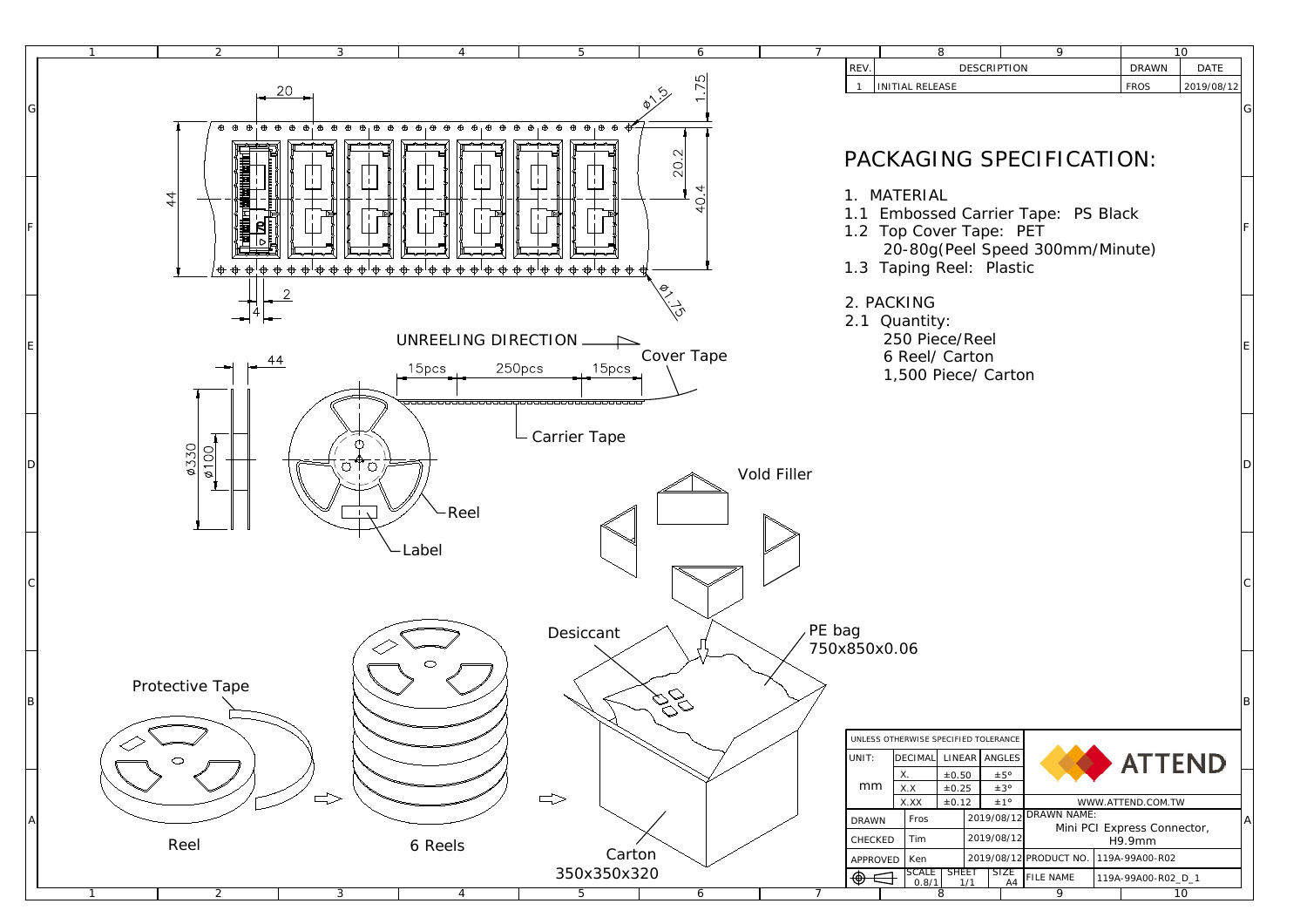| REV. | DESCRIPTION | DRAWN | DATE |
|---|---|---|---|
| 1 | INITIAL RELEASE | FROS | 2019/08/12 |

# PACKAGING SPECIFICATION:

1. MATERIAL
1.1 Embossed Carrier Tape: PS Black
1.2 Top Cover Tape: PET
20-80g(Peel Speed 300mm/Minute)
1.3 Taping Reel: Plastic

2. PACKING
2.1 Quantity:
250 Piece/Reel
6 Reel/ Carton
1,500 Piece/ Carton

20
1.75
Ø1.5
20.2
40.4
44
2
4
Ø1.75

UNREELING DIRECTION
Cover Tape
15pcs
250pcs
15pcs
Carrier Tape

44
Ø330
Ø100
Reel
Label

Vold Filler

Desiccant
PE bag
750x850x0.06

Protective Tape
Reel
6 Reels
Carton
350x350x320

| UNLESS OTHERWISE SPECIFIED TOLERANCE | | | |
|---|---|---|---|
| UNIT: | DECIMAL | LINEAR | ANGLES |
| mm | X. | ±0.50 | ±5° |
| | X.X | ±0.25 | ±3° |
| | X.XX | ±0.12 | ±1° |

ATTEND
WWW.ATTEND.COM.TW

| | | | | |
|---|---|---|---|---|
| DRAWN | Fros | 2019/08/12 | DRAWN NAME: | Mini PCI Express Connector, H9.9mm |
| CHECKED | Tim | 2019/08/12 | | |
| APPROVED | Ken | 2019/08/12 | PRODUCT NO. | 119A-99A00-R02 |
| | SCALE 0.8/1 | SHEET 1/1 | SIZE A4 | FILE NAME: 119A-99A00-R02_D_1 |